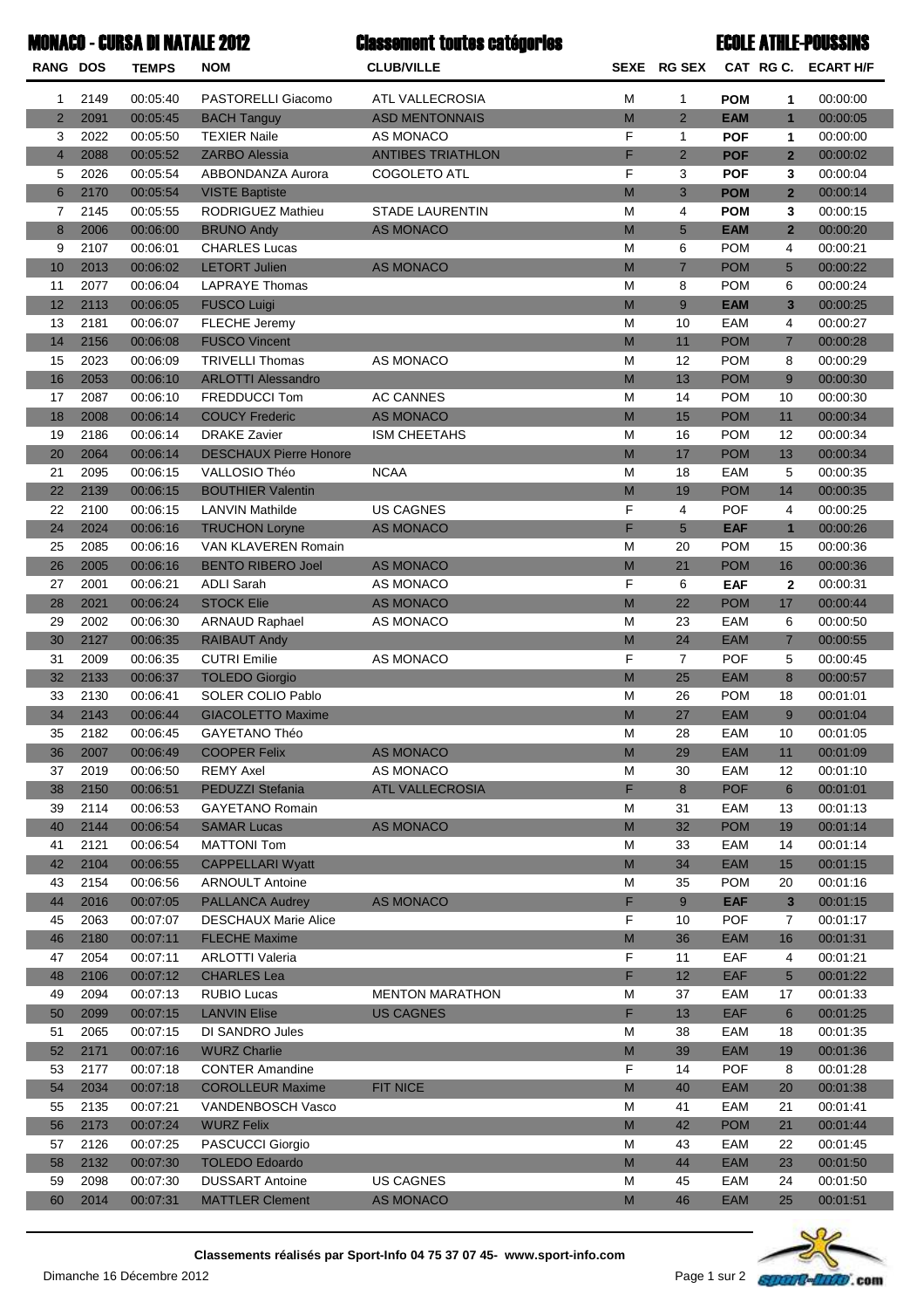# MONACO - CURSA DI NATALE 2012

## Classement toutes catégories

## ECOLE ATHLE-POUSSINS

| RANG | DOS | TEMPS | NOM | CLUB/VILLE | SEXE | RG SEX | CAT | RG C. | ECART H/F |
|---|---|---|---|---|---|---|---|---|---|
| 1 | 2149 | 00:05:40 | PASTORELLI Giacomo | ATL VALLECROSIA | M | 1 | **POM** | **1** | 00:00:00 |
| 2 | 2091 | 00:05:45 | BACH Tanguy | ASD MENTONNAIS | M | 2 | **EAM** | **1** | 00:00:05 |
| 3 | 2022 | 00:05:50 | TEXIER Naile | AS MONACO | F | 1 | **POF** | **1** | 00:00:00 |
| 4 | 2088 | 00:05:52 | ZARBO Alessia | ANTIBES TRIATHLON | F | 2 | **POF** | **2** | 00:00:02 |
| 5 | 2026 | 00:05:54 | ABBONDANZA Aurora | COGOLETO ATL | F | 3 | **POF** | **3** | 00:00:04 |
| 6 | 2170 | 00:05:54 | VISTE Baptiste | | M | 3 | **POM** | **2** | 00:00:14 |
| 7 | 2145 | 00:05:55 | RODRIGUEZ Mathieu | STADE LAURENTIN | M | 4 | **POM** | **3** | 00:00:15 |
| 8 | 2006 | 00:06:00 | BRUNO Andy | AS MONACO | M | 5 | **EAM** | **2** | 00:00:20 |
| 9 | 2107 | 00:06:01 | CHARLES Lucas | | M | 6 | POM | 4 | 00:00:21 |
| 10 | 2013 | 00:06:02 | LETORT Julien | AS MONACO | M | 7 | POM | 5 | 00:00:22 |
| 11 | 2077 | 00:06:04 | LAPRAYE Thomas | | M | 8 | POM | 6 | 00:00:24 |
| 12 | 2113 | 00:06:05 | FUSCO Luigi | | M | 9 | **EAM** | **3** | 00:00:25 |
| 13 | 2181 | 00:06:07 | FLECHE Jeremy | | M | 10 | EAM | 4 | 00:00:27 |
| 14 | 2156 | 00:06:08 | FUSCO Vincent | | M | 11 | POM | 7 | 00:00:28 |
| 15 | 2023 | 00:06:09 | TRIVELLI Thomas | AS MONACO | M | 12 | POM | 8 | 00:00:29 |
| 16 | 2053 | 00:06:10 | ARLOTTI Alessandro | | M | 13 | POM | 9 | 00:00:30 |
| 17 | 2087 | 00:06:10 | FREDDUCCI Tom | AC CANNES | M | 14 | POM | 10 | 00:00:30 |
| 18 | 2008 | 00:06:14 | COUCY Frederic | AS MONACO | M | 15 | POM | 11 | 00:00:34 |
| 19 | 2186 | 00:06:14 | DRAKE Zavier | ISM CHEETAHS | M | 16 | POM | 12 | 00:00:34 |
| 20 | 2064 | 00:06:14 | DESCHAUX Pierre Honore | | M | 17 | POM | 13 | 00:00:34 |
| 21 | 2095 | 00:06:15 | VALLOSIO Théo | NCAA | M | 18 | EAM | 5 | 00:00:35 |
| 22 | 2139 | 00:06:15 | BOUTHIER Valentin | | M | 19 | POM | 14 | 00:00:35 |
| 22 | 2100 | 00:06:15 | LANVIN Mathilde | US CAGNES | F | 4 | POF | 4 | 00:00:25 |
| 24 | 2024 | 00:06:16 | TRUCHON Loryne | AS MONACO | F | 5 | **EAF** | **1** | 00:00:26 |
| 25 | 2085 | 00:06:16 | VAN KLAVEREN Romain | | M | 20 | POM | 15 | 00:00:36 |
| 26 | 2005 | 00:06:16 | BENTO RIBERO Joel | AS MONACO | M | 21 | POM | 16 | 00:00:36 |
| 27 | 2001 | 00:06:21 | ADLI Sarah | AS MONACO | F | 6 | **EAF** | **2** | 00:00:31 |
| 28 | 2021 | 00:06:24 | STOCK Elie | AS MONACO | M | 22 | POM | 17 | 00:00:44 |
| 29 | 2002 | 00:06:30 | ARNAUD Raphael | AS MONACO | M | 23 | EAM | 6 | 00:00:50 |
| 30 | 2127 | 00:06:35 | RAIBAUT Andy | | M | 24 | EAM | 7 | 00:00:55 |
| 31 | 2009 | 00:06:35 | CUTRI Emilie | AS MONACO | F | 7 | POF | 5 | 00:00:45 |
| 32 | 2133 | 00:06:37 | TOLEDO Giorgio | | M | 25 | EAM | 8 | 00:00:57 |
| 33 | 2130 | 00:06:41 | SOLER COLIO Pablo | | M | 26 | POM | 18 | 00:01:01 |
| 34 | 2143 | 00:06:44 | GIACOLETTO Maxime | | M | 27 | EAM | 9 | 00:01:04 |
| 35 | 2182 | 00:06:45 | GAYETANO Théo | | M | 28 | EAM | 10 | 00:01:05 |
| 36 | 2007 | 00:06:49 | COOPER Felix | AS MONACO | M | 29 | EAM | 11 | 00:01:09 |
| 37 | 2019 | 00:06:50 | REMY Axel | AS MONACO | M | 30 | EAM | 12 | 00:01:10 |
| 38 | 2150 | 00:06:51 | PEDUZZI Stefania | ATL VALLECROSIA | F | 8 | POF | 6 | 00:01:01 |
| 39 | 2114 | 00:06:53 | GAYETANO Romain | | M | 31 | EAM | 13 | 00:01:13 |
| 40 | 2144 | 00:06:54 | SAMAR Lucas | AS MONACO | M | 32 | POM | 19 | 00:01:14 |
| 41 | 2121 | 00:06:54 | MATTONI Tom | | M | 33 | EAM | 14 | 00:01:14 |
| 42 | 2104 | 00:06:55 | CAPPELLARI Wyatt | | M | 34 | EAM | 15 | 00:01:15 |
| 43 | 2154 | 00:06:56 | ARNOULT Antoine | | M | 35 | POM | 20 | 00:01:16 |
| 44 | 2016 | 00:07:05 | PALLANCA Audrey | AS MONACO | F | 9 | **EAF** | **3** | 00:01:15 |
| 45 | 2063 | 00:07:07 | DESCHAUX Marie Alice | | F | 10 | POF | 7 | 00:01:17 |
| 46 | 2180 | 00:07:11 | FLECHE Maxime | | M | 36 | EAM | 16 | 00:01:31 |
| 47 | 2054 | 00:07:11 | ARLOTTI Valeria | | F | 11 | EAF | 4 | 00:01:21 |
| 48 | 2106 | 00:07:12 | CHARLES Lea | | F | 12 | EAF | 5 | 00:01:22 |
| 49 | 2094 | 00:07:13 | RUBIO Lucas | MENTON MARATHON | M | 37 | EAM | 17 | 00:01:33 |
| 50 | 2099 | 00:07:15 | LANVIN Elise | US CAGNES | F | 13 | EAF | 6 | 00:01:25 |
| 51 | 2065 | 00:07:15 | DI SANDRO Jules | | M | 38 | EAM | 18 | 00:01:35 |
| 52 | 2171 | 00:07:16 | WURZ Charlie | | M | 39 | EAM | 19 | 00:01:36 |
| 53 | 2177 | 00:07:18 | CONTER Amandine | | F | 14 | POF | 8 | 00:01:28 |
| 54 | 2034 | 00:07:18 | COROLLEUR Maxime | FIT NICE | M | 40 | EAM | 20 | 00:01:38 |
| 55 | 2135 | 00:07:21 | VANDENBOSCH Vasco | | M | 41 | EAM | 21 | 00:01:41 |
| 56 | 2173 | 00:07:24 | WURZ Felix | | M | 42 | POM | 21 | 00:01:44 |
| 57 | 2126 | 00:07:25 | PASCUCCI Giorgio | | M | 43 | EAM | 22 | 00:01:45 |
| 58 | 2132 | 00:07:30 | TOLEDO Edoardo | | M | 44 | EAM | 23 | 00:01:50 |
| 59 | 2098 | 00:07:30 | DUSSART Antoine | US CAGNES | M | 45 | EAM | 24 | 00:01:50 |
| 60 | 2014 | 00:07:31 | MATTLER Clement | AS MONACO | M | 46 | EAM | 25 | 00:01:51 |

**Classements réalisés par Sport-Info 04 75 37 07 45- www.sport-info.com**

Dimanche 16 Décembre 2012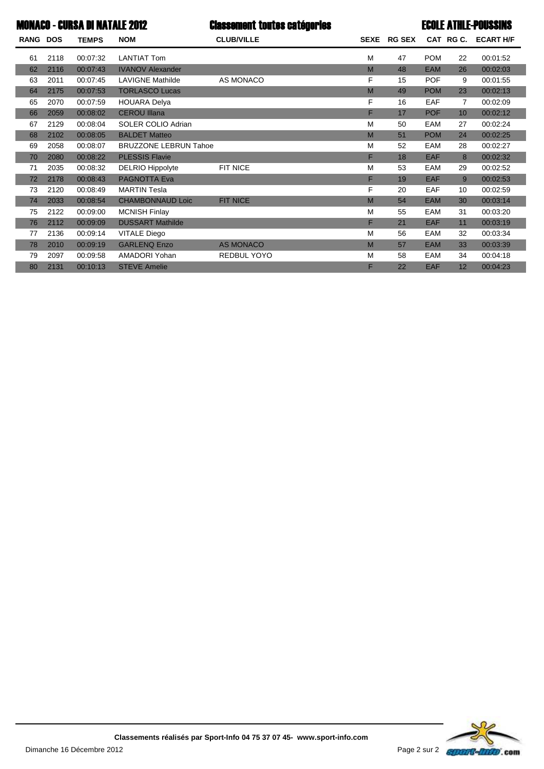## MONACO - CURSA DI NATALE 2012 — Classement toutes catégories — ECOLE ATHLE-POUSSINS

| RANG | DOS | TEMPS | NOM | CLUB/VILLE | SEXE | RG SEX | CAT | RG C. | ECART H/F |
|---|---|---|---|---|---|---|---|---|---|
| 61 | 2118 | 00:07:32 | LANTIAT Tom | | M | 47 | POM | 22 | 00:01:52 |
| 62 | 2116 | 00:07:43 | IVANOV Alexander | | M | 48 | EAM | 26 | 00:02:03 |
| 63 | 2011 | 00:07:45 | LAVIGNE Mathilde | AS MONACO | F | 15 | POF | 9 | 00:01:55 |
| 64 | 2175 | 00:07:53 | TORLASCO Lucas | | M | 49 | POM | 23 | 00:02:13 |
| 65 | 2070 | 00:07:59 | HOUARA Delya | | F | 16 | EAF | 7 | 00:02:09 |
| 66 | 2059 | 00:08:02 | CEROU Illana | | F | 17 | POF | 10 | 00:02:12 |
| 67 | 2129 | 00:08:04 | SOLER COLIO Adrian | | M | 50 | EAM | 27 | 00:02:24 |
| 68 | 2102 | 00:08:05 | BALDET Matteo | | M | 51 | POM | 24 | 00:02:25 |
| 69 | 2058 | 00:08:07 | BRUZZONE LEBRUN Tahoe | | M | 52 | EAM | 28 | 00:02:27 |
| 70 | 2080 | 00:08:22 | PLESSIS Flavie | | F | 18 | EAF | 8 | 00:02:32 |
| 71 | 2035 | 00:08:32 | DELRIO Hippolyte | FIT NICE | M | 53 | EAM | 29 | 00:02:52 |
| 72 | 2178 | 00:08:43 | PAGNOTTA Eva | | F | 19 | EAF | 9 | 00:02:53 |
| 73 | 2120 | 00:08:49 | MARTIN Tesla | | F | 20 | EAF | 10 | 00:02:59 |
| 74 | 2033 | 00:08:54 | CHAMBONNAUD Loic | FIT NICE | M | 54 | EAM | 30 | 00:03:14 |
| 75 | 2122 | 00:09:00 | MCNISH Finlay | | M | 55 | EAM | 31 | 00:03:20 |
| 76 | 2112 | 00:09:09 | DUSSART Mathilde | | F | 21 | EAF | 11 | 00:03:19 |
| 77 | 2136 | 00:09:14 | VITALE Diego | | M | 56 | EAM | 32 | 00:03:34 |
| 78 | 2010 | 00:09:19 | GARLENQ Enzo | AS MONACO | M | 57 | EAM | 33 | 00:03:39 |
| 79 | 2097 | 00:09:58 | AMADORI Yohan | REDBUL YOYO | M | 58 | EAM | 34 | 00:04:18 |
| 80 | 2131 | 00:10:13 | STEVE Amelie | | F | 22 | EAF | 12 | 00:04:23 |

**Classements réalisés par Sport-Info 04 75 37 07 45- www.sport-info.com**

Dimanche 16 Décembre 2012